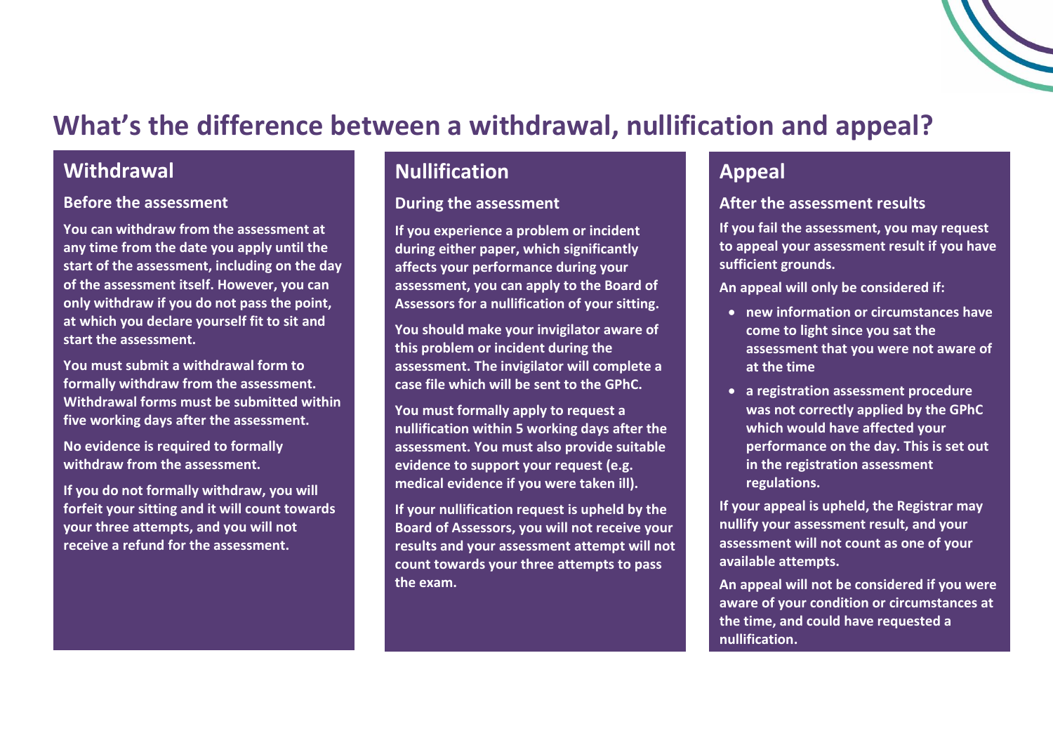# What's the difference between a withdrawal, nullification and appeal?

## Withdrawal

### Before the assessment

You can withdraw from the assessment at any time from the date you apply until the start of the assessment, including on the day of the assessment itself. However, you can only withdraw if you do not pass the point, at which you declare yourself fit to sit and start the assessment.

You must submit a withdrawal form to formally withdraw from the assessment. Withdrawal forms must be submitted within five working days after the assessment.

No evidence is required to formally withdraw from the assessment.

If you do not formally withdraw, you will forfeit your sitting and it will count towards your three attempts, and you will not receive a refund for the assessment.

## Nullification

### During the assessment

If you experience a problem or incident during either paper, which significantly affects your performance during your assessment, you can apply to the Board of Assessors for a nullification of your sitting.

You should make your invigilator aware of this problem or incident during the assessment. The invigilator will complete a case file which will be sent to the GPhC.

You must formally apply to request a nullification within 5 working days after the assessment. You must also provide suitable evidence to support your request (e.g. medical evidence if you were taken ill).

If your nullification request is upheld by the Board of Assessors, you will not receive your results and your assessment attempt will not count towards your three attempts to pass the exam.

## Appeal

### After the assessment results

If you fail the assessment, you may request to appeal your assessment result if you have sufficient grounds.

An appeal will only be considered if:

- new information or circumstances have come to light since you sat the assessment that you were not aware of at the time
- a registration assessment procedure was not correctly applied by the GPhC which would have affected your performance on the day. This is set out in the registration assessment regulations.

If your appeal is upheld, the Registrar may nullify your assessment result, and your assessment will not count as one of your available attempts.

An appeal will not be considered if you were aware of your condition or circumstances at the time, and could have requested a nullification.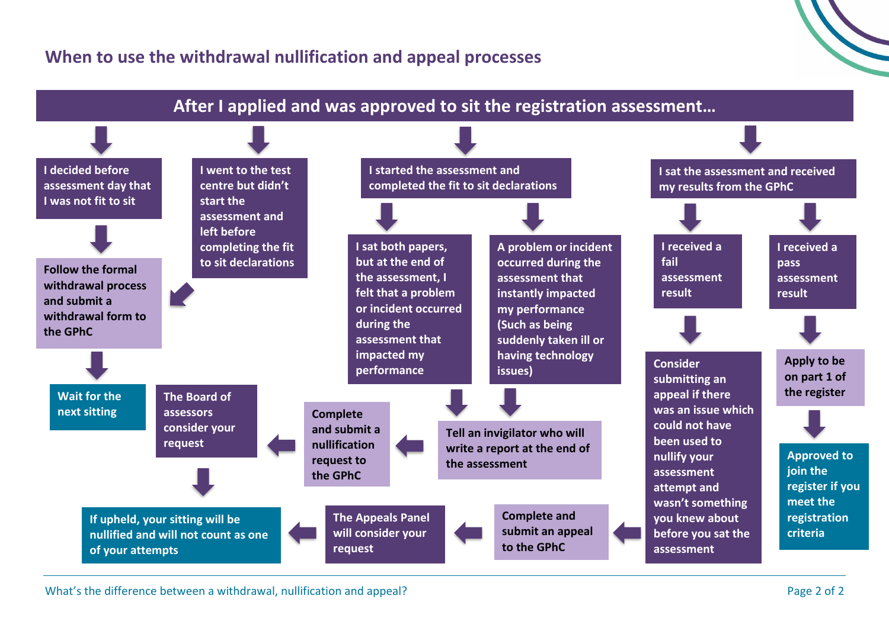## When to use the withdrawal nullification and appeal processes

**After I applied and was approved to sit the registration assessment…**

### I decided before assessment day that I was not fit to sit

- Follow the formal withdrawal process and submit a withdrawal form to the GPhC
- Wait for the next sitting

### I went to the test centre but didn't start the assessment and left before completing the fit to sit declarations

- Follow the formal withdrawal process and submit a withdrawal form to the GPhC
- Wait for the next sitting

### I started the assessment and completed the fit to sit declarations

**I sat both papers, but at the end of the assessment, I felt that a problem or incident occurred during the assessment that impacted my performance**

**A problem or incident occurred during the assessment that instantly impacted my performance (Such as being suddenly taken ill or having technology issues)**

- Tell an invigilator who will write a report at the end of the assessment
- Complete and submit a nullification request to the GPhC
- The Board of assessors consider your request
- If upheld, your sitting will be nullified and will not count as one of your attempts

### I sat the assessment and received my results from the GPhC

**I received a fail assessment result**

- Consider submitting an appeal if there was an issue which could not have been used to nullify your assessment attempt and wasn't something you knew about before you sat the assessment
- Complete and submit an appeal to the GPhC
- The Appeals Panel will consider your request
- If upheld, your sitting will be nullified and will not count as one of your attempts

**I received a pass assessment result**

- Apply to be on part 1 of the register
- Approved to join the register if you meet the registration criteria